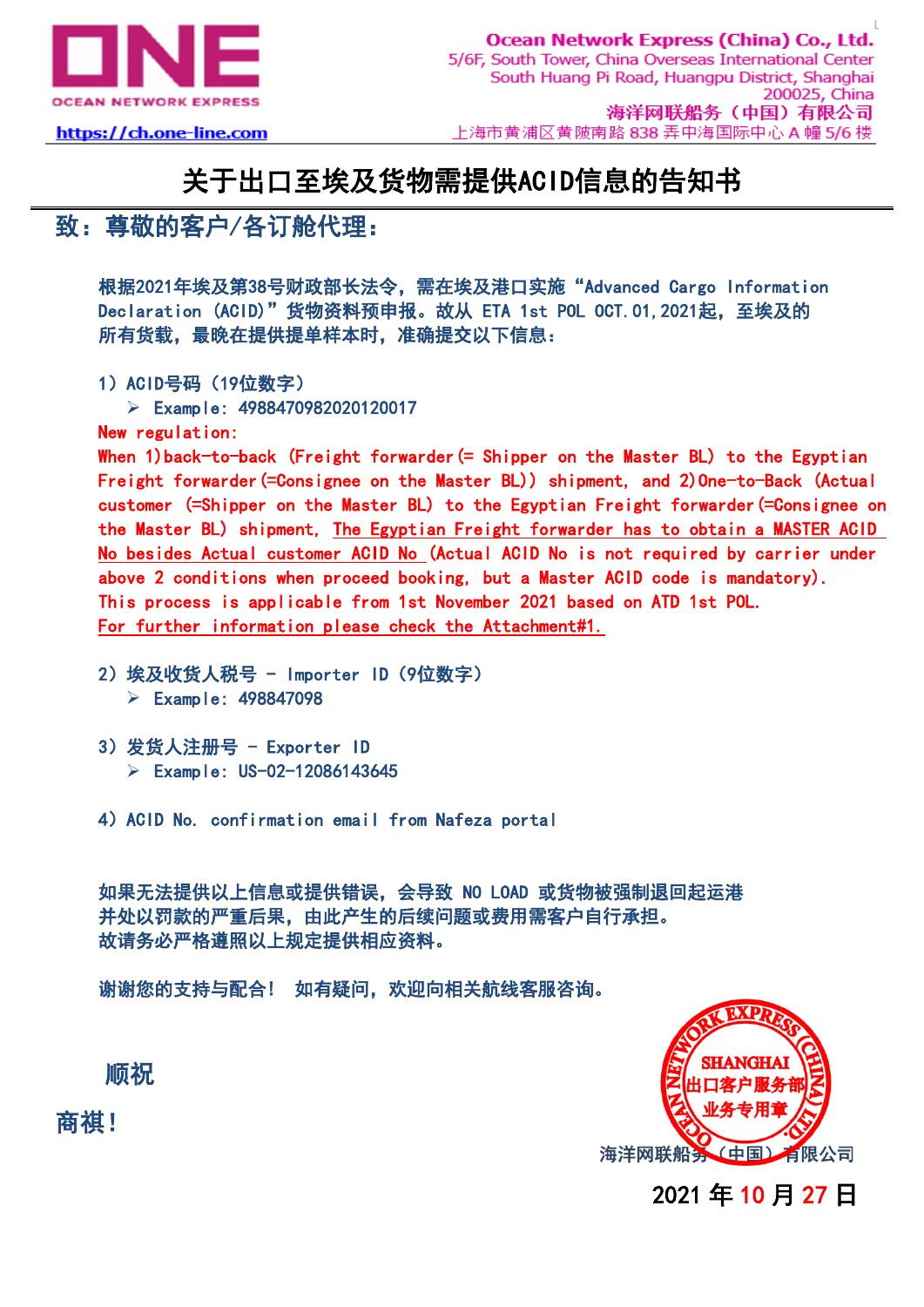Ocean Network Express (China) Co., Ltd.
5/6F, South Tower, China Overseas International Center
South Huang Pi Road, Huangpu District, Shanghai
200025, China
海洋网联船务（中国）有限公司
上海市黄浦区黄陂南路 838 弄中海国际中心 A 幢 5/6 楼

https://ch.one-line.com

# 关于出口至埃及货物需提供ACID信息的告知书

## 致：尊敬的客户/各订舱代理：

根据2021年埃及第38号财政部长法令，需在埃及港口实施“Advanced Cargo Information Declaration (ACID)”货物资料预申报。故从 ETA 1st POL OCT.01,2021起，至埃及的所有货载，最晚在提供提单样本时，准确提交以下信息：

1）ACID号码（19位数字）

- Example: 4988470982020120017

New regulation:

When 1)back-to-back (Freight forwarder(= Shipper on the Master BL) to the Egyptian Freight forwarder(=Consignee on the Master BL)) shipment, and 2)One-to-Back (Actual customer (=Shipper on the Master BL) to the Egyptian Freight forwarder(=Consignee on the Master BL) shipment, The Egyptian Freight forwarder has to obtain a MASTER ACID No besides Actual customer ACID No (Actual ACID No is not required by carrier under above 2 conditions when proceed booking, but a Master ACID code is mandatory).

This process is applicable from 1st November 2021 based on ATD 1st POL.

For further information please check the Attachment#1.

2）埃及收货人税号 - Importer ID（9位数字）

- Example: 498847098

3）发货人注册号 - Exporter ID

- Example: US-02-12086143645

4）ACID No. confirmation email from Nafeza portal

如果无法提供以上信息或提供错误，会导致 NO LOAD 或货物被强制退回起运港并处以罚款的严重后果，由此产生的后续问题或费用需客户自行承担。
故请务必严格遵照以上规定提供相应资料。

谢谢您的支持与配合！ 如有疑问，欢迎向相关航线客服咨询。

顺祝

商祺！

海洋网联船务（中国）有限公司

2021 年 10 月 27 日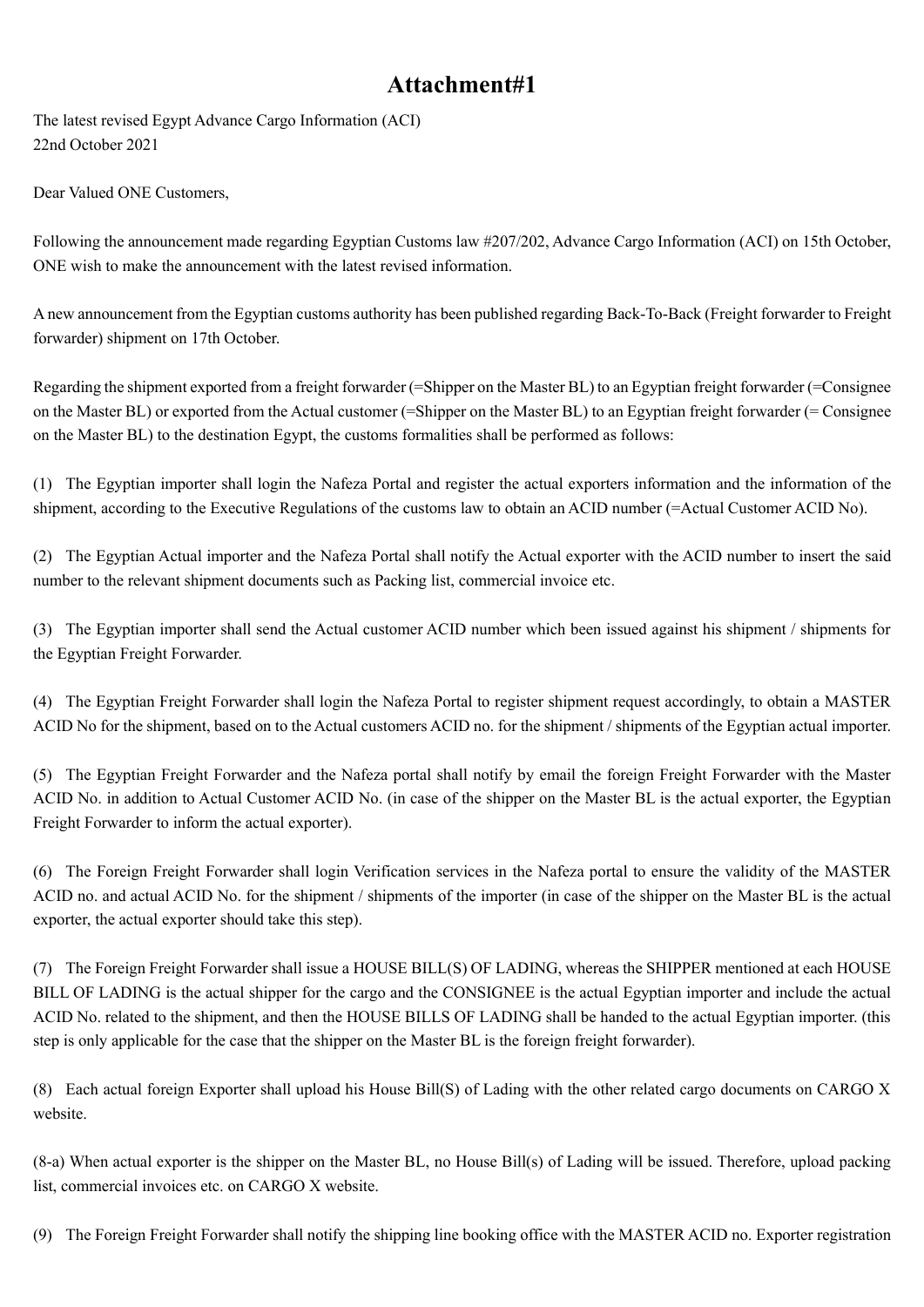# Attachment#1

The latest revised Egypt Advance Cargo Information (ACI)
22nd October 2021

Dear Valued ONE Customers,

Following the announcement made regarding Egyptian Customs law #207/202, Advance Cargo Information (ACI) on 15th October, ONE wish to make the announcement with the latest revised information.

A new announcement from the Egyptian customs authority has been published regarding Back-To-Back (Freight forwarder to Freight forwarder) shipment on 17th October.

Regarding the shipment exported from a freight forwarder (=Shipper on the Master BL) to an Egyptian freight forwarder (=Consignee on the Master BL) or exported from the Actual customer (=Shipper on the Master BL) to an Egyptian freight forwarder (= Consignee on the Master BL) to the destination Egypt, the customs formalities shall be performed as follows:

(1) The Egyptian importer shall login the Nafeza Portal and register the actual exporters information and the information of the shipment, according to the Executive Regulations of the customs law to obtain an ACID number (=Actual Customer ACID No).

(2) The Egyptian Actual importer and the Nafeza Portal shall notify the Actual exporter with the ACID number to insert the said number to the relevant shipment documents such as Packing list, commercial invoice etc.

(3) The Egyptian importer shall send the Actual customer ACID number which been issued against his shipment / shipments for the Egyptian Freight Forwarder.

(4) The Egyptian Freight Forwarder shall login the Nafeza Portal to register shipment request accordingly, to obtain a MASTER ACID No for the shipment, based on to the Actual customers ACID no. for the shipment / shipments of the Egyptian actual importer.

(5) The Egyptian Freight Forwarder and the Nafeza portal shall notify by email the foreign Freight Forwarder with the Master ACID No. in addition to Actual Customer ACID No. (in case of the shipper on the Master BL is the actual exporter, the Egyptian Freight Forwarder to inform the actual exporter).

(6) The Foreign Freight Forwarder shall login Verification services in the Nafeza portal to ensure the validity of the MASTER ACID no. and actual ACID No. for the shipment / shipments of the importer (in case of the shipper on the Master BL is the actual exporter, the actual exporter should take this step).

(7) The Foreign Freight Forwarder shall issue a HOUSE BILL(S) OF LADING, whereas the SHIPPER mentioned at each HOUSE BILL OF LADING is the actual shipper for the cargo and the CONSIGNEE is the actual Egyptian importer and include the actual ACID No. related to the shipment, and then the HOUSE BILLS OF LADING shall be handed to the actual Egyptian importer. (this step is only applicable for the case that the shipper on the Master BL is the foreign freight forwarder).

(8) Each actual foreign Exporter shall upload his House Bill(S) of Lading with the other related cargo documents on CARGO X website.

(8-a) When actual exporter is the shipper on the Master BL, no House Bill(s) of Lading will be issued. Therefore, upload packing list, commercial invoices etc. on CARGO X website.

(9) The Foreign Freight Forwarder shall notify the shipping line booking office with the MASTER ACID no. Exporter registration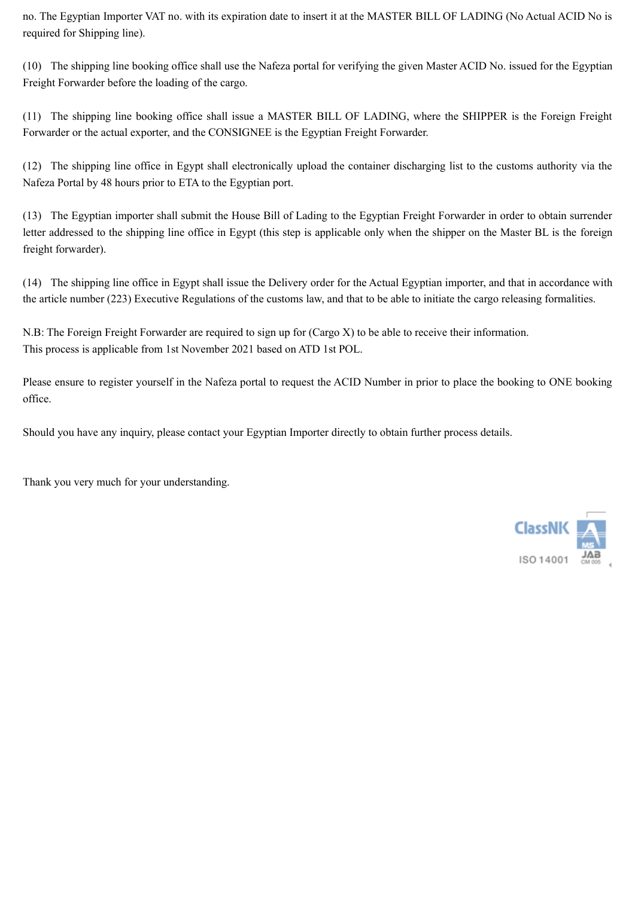no. The Egyptian Importer VAT no. with its expiration date to insert it at the MASTER BILL OF LADING (No Actual ACID No is required for Shipping line).

(10) The shipping line booking office shall use the Nafeza portal for verifying the given Master ACID No. issued for the Egyptian Freight Forwarder before the loading of the cargo.

(11) The shipping line booking office shall issue a MASTER BILL OF LADING, where the SHIPPER is the Foreign Freight Forwarder or the actual exporter, and the CONSIGNEE is the Egyptian Freight Forwarder.

(12) The shipping line office in Egypt shall electronically upload the container discharging list to the customs authority via the Nafeza Portal by 48 hours prior to ETA to the Egyptian port.

(13) The Egyptian importer shall submit the House Bill of Lading to the Egyptian Freight Forwarder in order to obtain surrender letter addressed to the shipping line office in Egypt (this step is applicable only when the shipper on the Master BL is the foreign freight forwarder).

(14) The shipping line office in Egypt shall issue the Delivery order for the Actual Egyptian importer, and that in accordance with the article number (223) Executive Regulations of the customs law, and that to be able to initiate the cargo releasing formalities.

N.B: The Foreign Freight Forwarder are required to sign up for (Cargo X) to be able to receive their information.
This process is applicable from 1st November 2021 based on ATD 1st POL.

Please ensure to register yourself in the Nafeza portal to request the ACID Number in prior to place the booking to ONE booking office.

Should you have any inquiry, please contact your Egyptian Importer directly to obtain further process details.

Thank you very much for your understanding.

ClassNK
ISO 14001
MS
JAB
CM 005